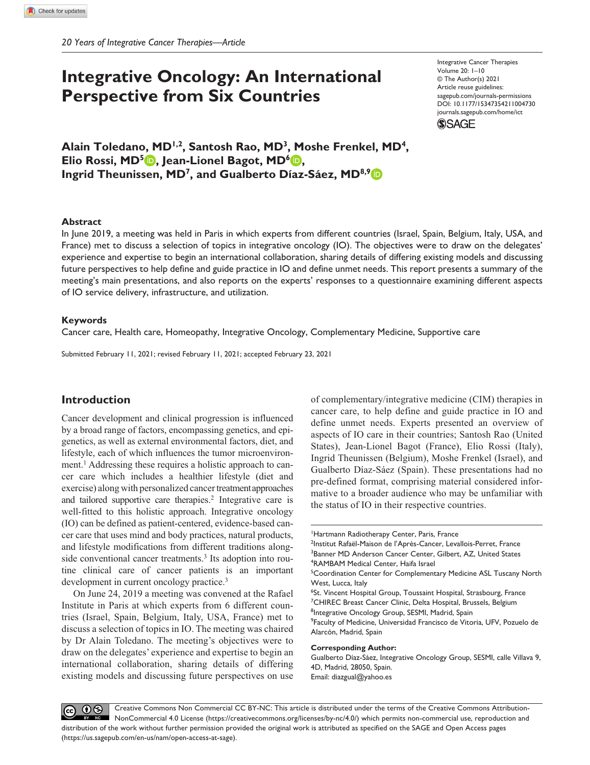*20 Years of Integrative Cancer Therapies—Article*

# Integrative Oncology: An International Perspective from Six Countries

Integrative Cancer Therapies
Volume 20: 1–10
© The Author(s) 2021
Article reuse guidelines:
sagepub.com/journals-permissions
DOI: 10.1177/15347354211004730
journals.sagepub.com/home/ict

**Alain Toledano, MD[1,2], Santosh Rao, MD[3], Moshe Frenkel, MD[4], Elio Rossi, MD[5], Jean-Lionel Bagot, MD[6], Ingrid Theunissen, MD[7], and Gualberto Díaz-Sáez, MD[8,9]**

## Abstract

In June 2019, a meeting was held in Paris in which experts from different countries (Israel, Spain, Belgium, Italy, USA, and France) met to discuss a selection of topics in integrative oncology (IO). The objectives were to draw on the delegates' experience and expertise to begin an international collaboration, sharing details of differing existing models and discussing future perspectives to help define and guide practice in IO and define unmet needs. This report presents a summary of the meeting's main presentations, and also reports on the experts' responses to a questionnaire examining different aspects of IO service delivery, infrastructure, and utilization.

## Keywords

Cancer care, Health care, Homeopathy, Integrative Oncology, Complementary Medicine, Supportive care

Submitted February 11, 2021; revised February 11, 2021; accepted February 23, 2021

## Introduction

Cancer development and clinical progression is influenced by a broad range of factors, encompassing genetics, and epigenetics, as well as external environmental factors, diet, and lifestyle, each of which influences the tumor microenvironment.[1] Addressing these requires a holistic approach to cancer care which includes a healthier lifestyle (diet and exercise) along with personalized cancer treatment approaches and tailored supportive care therapies.[2] Integrative care is well-fitted to this holistic approach. Integrative oncology (IO) can be defined as patient-centered, evidence-based cancer care that uses mind and body practices, natural products, and lifestyle modifications from different traditions alongside conventional cancer treatments.[3] Its adoption into routine clinical care of cancer patients is an important development in current oncology practice.[3]

On June 24, 2019 a meeting was convened at the Rafael Institute in Paris at which experts from 6 different countries (Israel, Spain, Belgium, Italy, USA, France) met to discuss a selection of topics in IO. The meeting was chaired by Dr Alain Toledano. The meeting's objectives were to draw on the delegates' experience and expertise to begin an international collaboration, sharing details of differing existing models and discussing future perspectives on use of complementary/integrative medicine (CIM) therapies in cancer care, to help define and guide practice in IO and define unmet needs. Experts presented an overview of aspects of IO care in their countries; Santosh Rao (United States), Jean-Lionel Bagot (France), Elio Rossi (Italy), Ingrid Theunissen (Belgium), Moshe Frenkel (Israel), and Gualberto Díaz-Sáez (Spain). These presentations had no pre-defined format, comprising material considered informative to a broader audience who may be unfamiliar with the status of IO in their respective countries.

[1]Hartmann Radiotherapy Center, Paris, France
[2]Institut Rafaël-Maison de l'Après-Cancer, Levallois-Perret, France
[3]Banner MD Anderson Cancer Center, Gilbert, AZ, United States
[4]RAMBAM Medical Center, Haifa Israel
[5]Coordination Center for Complementary Medicine ASL Tuscany North West, Lucca, Italy
[6]St. Vincent Hospital Group, Toussaint Hospital, Strasbourg, France
[7]CHIREC Breast Cancer Clinic, Delta Hospital, Brussels, Belgium
[8]Integrative Oncology Group, SESMI, Madrid, Spain
[9]Faculty of Medicine, Universidad Francisco de Vitoria, UFV, Pozuelo de Alarcón, Madrid, Spain

**Corresponding Author:**
Gualberto Díaz-Sáez, Integrative Oncology Group, SESMI, calle Villava 9, 4D, Madrid, 28050, Spain.
Email: diazgual@yahoo.es

Creative Commons Non Commercial CC BY-NC: This article is distributed under the terms of the Creative Commons Attribution-NonCommercial 4.0 License (https://creativecommons.org/licenses/by-nc/4.0/) which permits non-commercial use, reproduction and distribution of the work without further permission provided the original work is attributed as specified on the SAGE and Open Access pages (https://us.sagepub.com/en-us/nam/open-access-at-sage).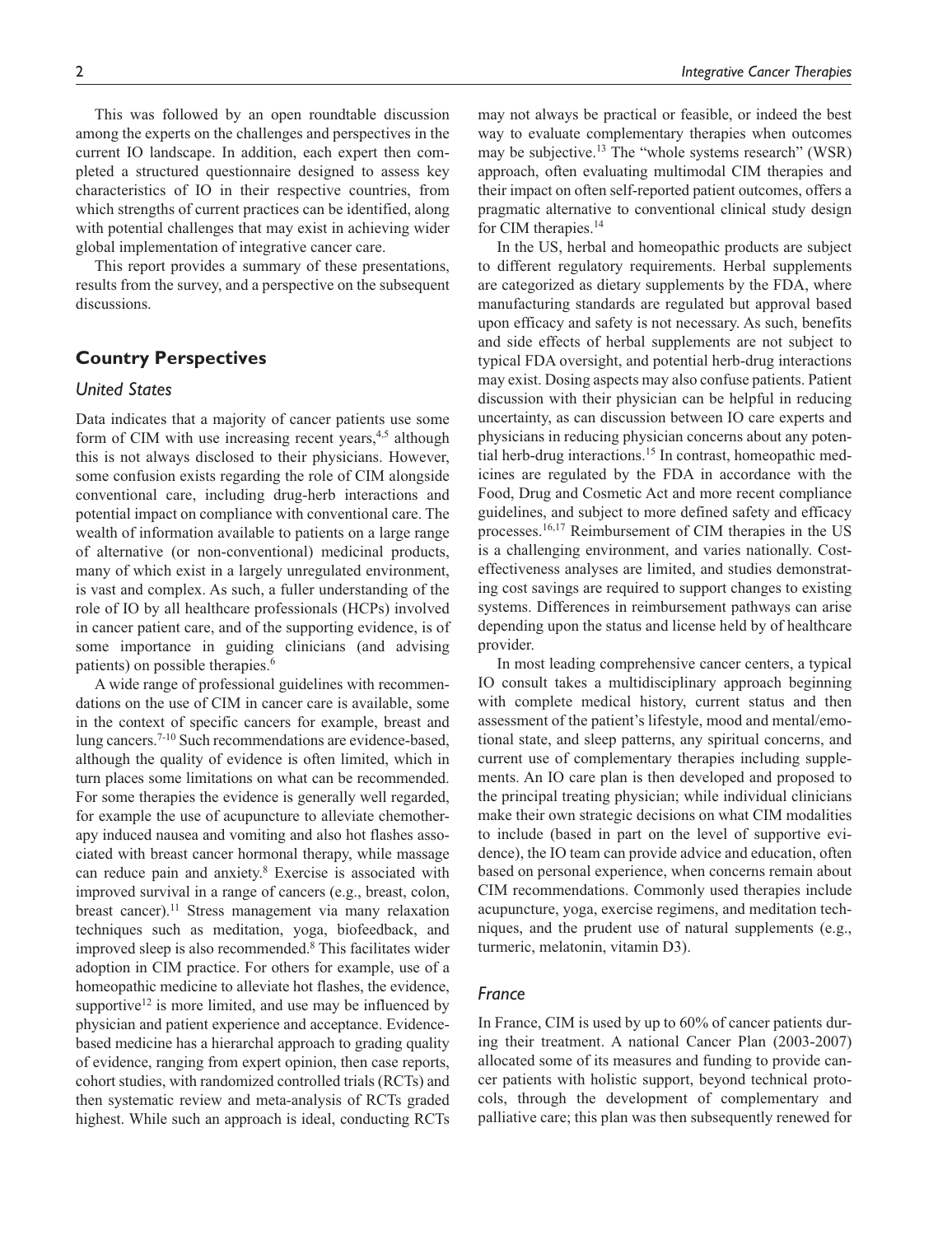This was followed by an open roundtable discussion among the experts on the challenges and perspectives in the current IO landscape. In addition, each expert then completed a structured questionnaire designed to assess key characteristics of IO in their respective countries, from which strengths of current practices can be identified, along with potential challenges that may exist in achieving wider global implementation of integrative cancer care.

This report provides a summary of these presentations, results from the survey, and a perspective on the subsequent discussions.

## Country Perspectives

### *United States*

Data indicates that a majority of cancer patients use some form of CIM with use increasing recent years,[4,5] although this is not always disclosed to their physicians. However, some confusion exists regarding the role of CIM alongside conventional care, including drug-herb interactions and potential impact on compliance with conventional care. The wealth of information available to patients on a large range of alternative (or non-conventional) medicinal products, many of which exist in a largely unregulated environment, is vast and complex. As such, a fuller understanding of the role of IO by all healthcare professionals (HCPs) involved in cancer patient care, and of the supporting evidence, is of some importance in guiding clinicians (and advising patients) on possible therapies.[6]

A wide range of professional guidelines with recommendations on the use of CIM in cancer care is available, some in the context of specific cancers for example, breast and lung cancers.[7-10] Such recommendations are evidence-based, although the quality of evidence is often limited, which in turn places some limitations on what can be recommended. For some therapies the evidence is generally well regarded, for example the use of acupuncture to alleviate chemotherapy induced nausea and vomiting and also hot flashes associated with breast cancer hormonal therapy, while massage can reduce pain and anxiety.[8] Exercise is associated with improved survival in a range of cancers (e.g., breast, colon, breast cancer).[11] Stress management via many relaxation techniques such as meditation, yoga, biofeedback, and improved sleep is also recommended.[8] This facilitates wider adoption in CIM practice. For others for example, use of a homeopathic medicine to alleviate hot flashes, the evidence, supportive[12] is more limited, and use may be influenced by physician and patient experience and acceptance. Evidence-based medicine has a hierarchal approach to grading quality of evidence, ranging from expert opinion, then case reports, cohort studies, with randomized controlled trials (RCTs) and then systematic review and meta-analysis of RCTs graded highest. While such an approach is ideal, conducting RCTs may not always be practical or feasible, or indeed the best way to evaluate complementary therapies when outcomes may be subjective.[13] The "whole systems research" (WSR) approach, often evaluating multimodal CIM therapies and their impact on often self-reported patient outcomes, offers a pragmatic alternative to conventional clinical study design for CIM therapies.[14]

In the US, herbal and homeopathic products are subject to different regulatory requirements. Herbal supplements are categorized as dietary supplements by the FDA, where manufacturing standards are regulated but approval based upon efficacy and safety is not necessary. As such, benefits and side effects of herbal supplements are not subject to typical FDA oversight, and potential herb-drug interactions may exist. Dosing aspects may also confuse patients. Patient discussion with their physician can be helpful in reducing uncertainty, as can discussion between IO care experts and physicians in reducing physician concerns about any potential herb-drug interactions.[15] In contrast, homeopathic medicines are regulated by the FDA in accordance with the Food, Drug and Cosmetic Act and more recent compliance guidelines, and subject to more defined safety and efficacy processes.[16,17] Reimbursement of CIM therapies in the US is a challenging environment, and varies nationally. Cost-effectiveness analyses are limited, and studies demonstrating cost savings are required to support changes to existing systems. Differences in reimbursement pathways can arise depending upon the status and license held by of healthcare provider.

In most leading comprehensive cancer centers, a typical IO consult takes a multidisciplinary approach beginning with complete medical history, current status and then assessment of the patient's lifestyle, mood and mental/emotional state, and sleep patterns, any spiritual concerns, and current use of complementary therapies including supplements. An IO care plan is then developed and proposed to the principal treating physician; while individual clinicians make their own strategic decisions on what CIM modalities to include (based in part on the level of supportive evidence), the IO team can provide advice and education, often based on personal experience, when concerns remain about CIM recommendations. Commonly used therapies include acupuncture, yoga, exercise regimens, and meditation techniques, and the prudent use of natural supplements (e.g., turmeric, melatonin, vitamin D3).

### *France*

In France, CIM is used by up to 60% of cancer patients during their treatment. A national Cancer Plan (2003-2007) allocated some of its measures and funding to provide cancer patients with holistic support, beyond technical protocols, through the development of complementary and palliative care; this plan was then subsequently renewed for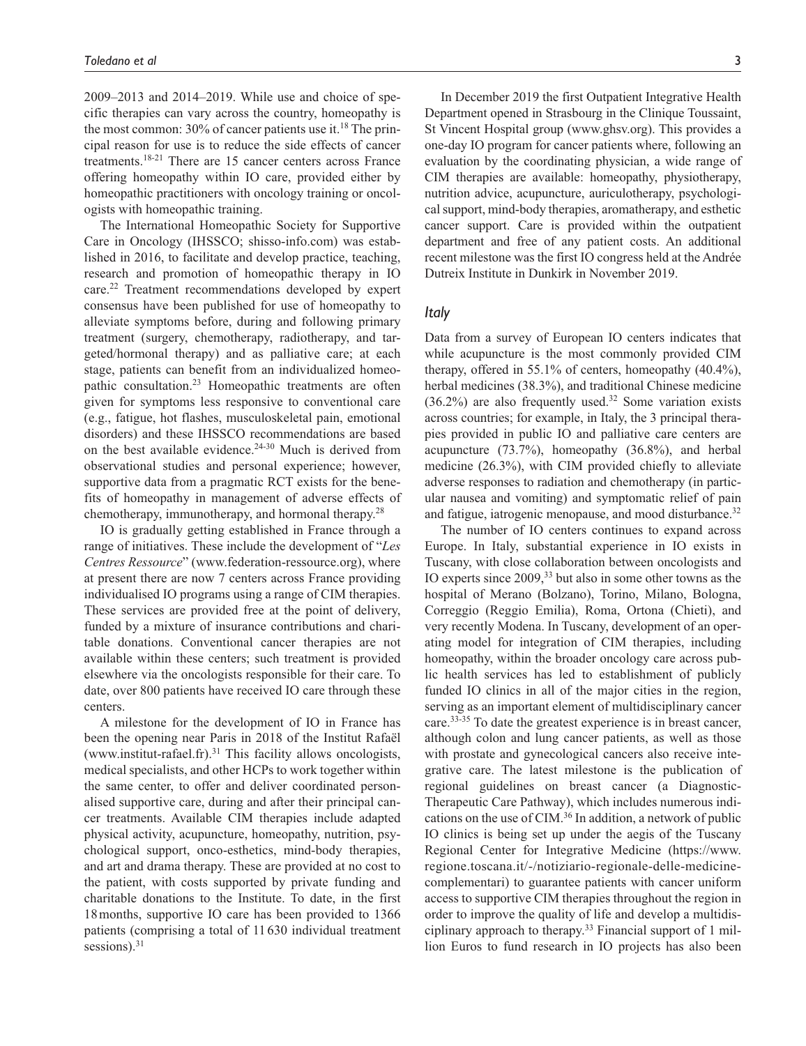2009–2013 and 2014–2019. While use and choice of specific therapies can vary across the country, homeopathy is the most common: 30% of cancer patients use it.[18] The principal reason for use is to reduce the side effects of cancer treatments.[18-21] There are 15 cancer centers across France offering homeopathy within IO care, provided either by homeopathic practitioners with oncology training or oncologists with homeopathic training.

The International Homeopathic Society for Supportive Care in Oncology (IHSSCO; shisso-info.com) was established in 2016, to facilitate and develop practice, teaching, research and promotion of homeopathic therapy in IO care.[22] Treatment recommendations developed by expert consensus have been published for use of homeopathy to alleviate symptoms before, during and following primary treatment (surgery, chemotherapy, radiotherapy, and targeted/hormonal therapy) and as palliative care; at each stage, patients can benefit from an individualized homeopathic consultation.[23] Homeopathic treatments are often given for symptoms less responsive to conventional care (e.g., fatigue, hot flashes, musculoskeletal pain, emotional disorders) and these IHSSCO recommendations are based on the best available evidence.[24-30] Much is derived from observational studies and personal experience; however, supportive data from a pragmatic RCT exists for the benefits of homeopathy in management of adverse effects of chemotherapy, immunotherapy, and hormonal therapy.[28]

IO is gradually getting established in France through a range of initiatives. These include the development of "*Les Centres Ressource*" (www.federation-ressource.org), where at present there are now 7 centers across France providing individualised IO programs using a range of CIM therapies. These services are provided free at the point of delivery, funded by a mixture of insurance contributions and charitable donations. Conventional cancer therapies are not available within these centers; such treatment is provided elsewhere via the oncologists responsible for their care. To date, over 800 patients have received IO care through these centers.

A milestone for the development of IO in France has been the opening near Paris in 2018 of the Institut Rafaël (www.institut-rafael.fr).[31] This facility allows oncologists, medical specialists, and other HCPs to work together within the same center, to offer and deliver coordinated personalised supportive care, during and after their principal cancer treatments. Available CIM therapies include adapted physical activity, acupuncture, homeopathy, nutrition, psychological support, onco-esthetics, mind-body therapies, and art and drama therapy. These are provided at no cost to the patient, with costs supported by private funding and charitable donations to the Institute. To date, in the first 18 months, supportive IO care has been provided to 1366 patients (comprising a total of 11 630 individual treatment sessions).[31]

In December 2019 the first Outpatient Integrative Health Department opened in Strasbourg in the Clinique Toussaint, St Vincent Hospital group (www.ghsv.org). This provides a one-day IO program for cancer patients where, following an evaluation by the coordinating physician, a wide range of CIM therapies are available: homeopathy, physiotherapy, nutrition advice, acupuncture, auriculotherapy, psychological support, mind-body therapies, aromatherapy, and esthetic cancer support. Care is provided within the outpatient department and free of any patient costs. An additional recent milestone was the first IO congress held at the Andrée Dutreix Institute in Dunkirk in November 2019.

## *Italy*

Data from a survey of European IO centers indicates that while acupuncture is the most commonly provided CIM therapy, offered in 55.1% of centers, homeopathy (40.4%), herbal medicines (38.3%), and traditional Chinese medicine (36.2%) are also frequently used.[32] Some variation exists across countries; for example, in Italy, the 3 principal therapies provided in public IO and palliative care centers are acupuncture (73.7%), homeopathy (36.8%), and herbal medicine (26.3%), with CIM provided chiefly to alleviate adverse responses to radiation and chemotherapy (in particular nausea and vomiting) and symptomatic relief of pain and fatigue, iatrogenic menopause, and mood disturbance.[32]

The number of IO centers continues to expand across Europe. In Italy, substantial experience in IO exists in Tuscany, with close collaboration between oncologists and IO experts since 2009,[33] but also in some other towns as the hospital of Merano (Bolzano), Torino, Milano, Bologna, Correggio (Reggio Emilia), Roma, Ortona (Chieti), and very recently Modena. In Tuscany, development of an operating model for integration of CIM therapies, including homeopathy, within the broader oncology care across public health services has led to establishment of publicly funded IO clinics in all of the major cities in the region, serving as an important element of multidisciplinary cancer care.[33-35] To date the greatest experience is in breast cancer, although colon and lung cancer patients, as well as those with prostate and gynecological cancers also receive integrative care. The latest milestone is the publication of regional guidelines on breast cancer (a Diagnostic-Therapeutic Care Pathway), which includes numerous indications on the use of CIM.[36] In addition, a network of public IO clinics is being set up under the aegis of the Tuscany Regional Center for Integrative Medicine (https://www.regione.toscana.it/-/notiziario-regionale-delle-medicine-complementari) to guarantee patients with cancer uniform access to supportive CIM therapies throughout the region in order to improve the quality of life and develop a multidisciplinary approach to therapy.[33] Financial support of 1 million Euros to fund research in IO projects has also been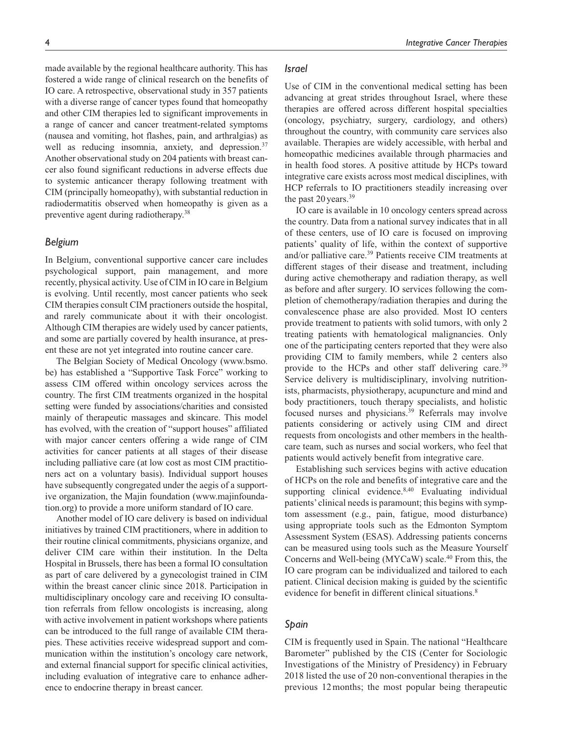made available by the regional healthcare authority. This has fostered a wide range of clinical research on the benefits of IO care. A retrospective, observational study in 357 patients with a diverse range of cancer types found that homeopathy and other CIM therapies led to significant improvements in a range of cancer and cancer treatment-related symptoms (nausea and vomiting, hot flashes, pain, and arthralgias) as well as reducing insomnia, anxiety, and depression.[37] Another observational study on 204 patients with breast cancer also found significant reductions in adverse effects due to systemic anticancer therapy following treatment with CIM (principally homeopathy), with substantial reduction in radiodermatitis observed when homeopathy is given as a preventive agent during radiotherapy.[38]

### *Belgium*

In Belgium, conventional supportive cancer care includes psychological support, pain management, and more recently, physical activity. Use of CIM in IO care in Belgium is evolving. Until recently, most cancer patients who seek CIM therapies consult CIM practioners outside the hospital, and rarely communicate about it with their oncologist. Although CIM therapies are widely used by cancer patients, and some are partially covered by health insurance, at present these are not yet integrated into routine cancer care.

The Belgian Society of Medical Oncology (www.bsmo.be) has established a "Supportive Task Force" working to assess CIM offered within oncology services across the country. The first CIM treatments organized in the hospital setting were funded by associations/charities and consisted mainly of therapeutic massages and skincare. This model has evolved, with the creation of "support houses" affiliated with major cancer centers offering a wide range of CIM activities for cancer patients at all stages of their disease including palliative care (at low cost as most CIM practitioners act on a voluntary basis). Individual support houses have subsequently congregated under the aegis of a supportive organization, the Majin foundation (www.majinfoundation.org) to provide a more uniform standard of IO care.

Another model of IO care delivery is based on individual initiatives by trained CIM practitioners, where in addition to their routine clinical commitments, physicians organize, and deliver CIM care within their institution. In the Delta Hospital in Brussels, there has been a formal IO consultation as part of care delivered by a gynecologist trained in CIM within the breast cancer clinic since 2018. Participation in multidisciplinary oncology care and receiving IO consultation referrals from fellow oncologists is increasing, along with active involvement in patient workshops where patients can be introduced to the full range of available CIM therapies. These activities receive widespread support and communication within the institution's oncology care network, and external financial support for specific clinical activities, including evaluation of integrative care to enhance adherence to endocrine therapy in breast cancer.

### *Israel*

Use of CIM in the conventional medical setting has been advancing at great strides throughout Israel, where these therapies are offered across different hospital specialties (oncology, psychiatry, surgery, cardiology, and others) throughout the country, with community care services also available. Therapies are widely accessible, with herbal and homeopathic medicines available through pharmacies and in health food stores. A positive attitude by HCPs toward integrative care exists across most medical disciplines, with HCP referrals to IO practitioners steadily increasing over the past 20 years.[39]

IO care is available in 10 oncology centers spread across the country. Data from a national survey indicates that in all of these centers, use of IO care is focused on improving patients' quality of life, within the context of supportive and/or palliative care.[39] Patients receive CIM treatments at different stages of their disease and treatment, including during active chemotherapy and radiation therapy, as well as before and after surgery. IO services following the completion of chemotherapy/radiation therapies and during the convalescence phase are also provided. Most IO centers provide treatment to patients with solid tumors, with only 2 treating patients with hematological malignancies. Only one of the participating centers reported that they were also providing CIM to family members, while 2 centers also provide to the HCPs and other staff delivering care.[39] Service delivery is multidisciplinary, involving nutritionists, pharmacists, physiotherapy, acupuncture and mind and body practitioners, touch therapy specialists, and holistic focused nurses and physicians.[39] Referrals may involve patients considering or actively using CIM and direct requests from oncologists and other members in the healthcare team, such as nurses and social workers, who feel that patients would actively benefit from integrative care.

Establishing such services begins with active education of HCPs on the role and benefits of integrative care and the supporting clinical evidence.[8,40] Evaluating individual patients' clinical needs is paramount; this begins with symptom assessment (e.g., pain, fatigue, mood disturbance) using appropriate tools such as the Edmonton Symptom Assessment System (ESAS). Addressing patients concerns can be measured using tools such as the Measure Yourself Concerns and Well-being (MYCaW) scale.[40] From this, the IO care program can be individualized and tailored to each patient. Clinical decision making is guided by the scientific evidence for benefit in different clinical situations.[8]

### *Spain*

CIM is frequently used in Spain. The national "Healthcare Barometer" published by the CIS (Center for Sociologic Investigations of the Ministry of Presidency) in February 2018 listed the use of 20 non-conventional therapies in the previous 12 months; the most popular being therapeutic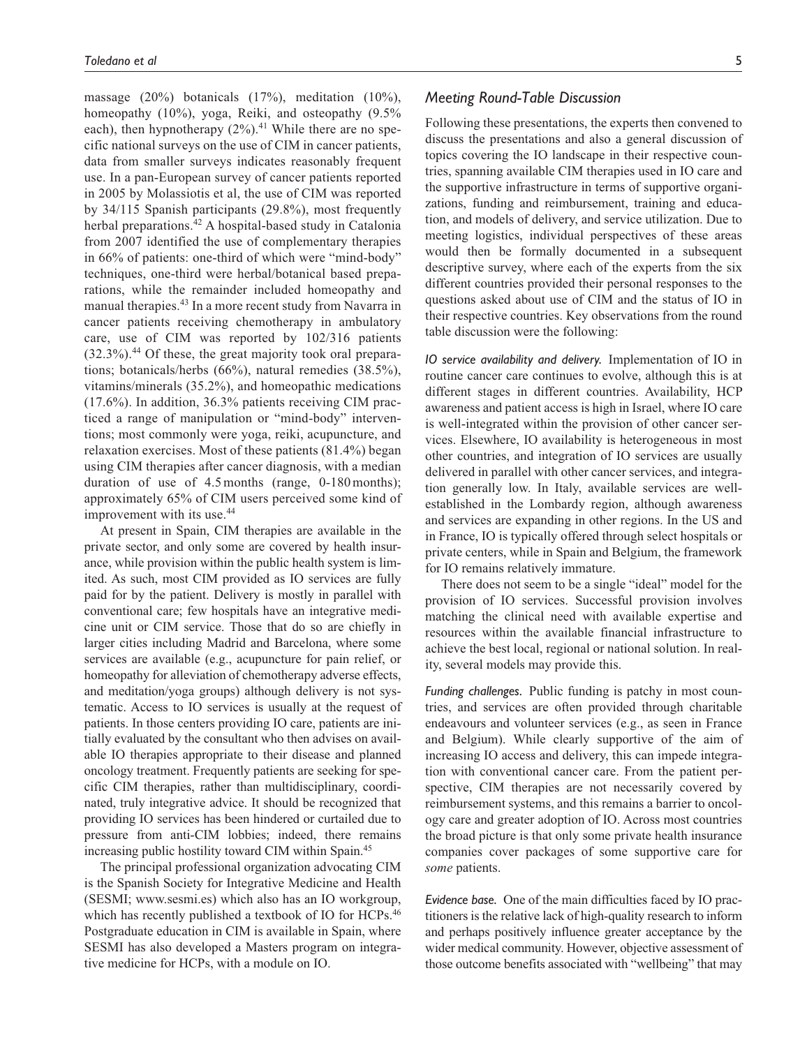massage (20%) botanicals (17%), meditation (10%), homeopathy (10%), yoga, Reiki, and osteopathy (9.5% each), then hypnotherapy (2%).[41] While there are no specific national surveys on the use of CIM in cancer patients, data from smaller surveys indicates reasonably frequent use. In a pan-European survey of cancer patients reported in 2005 by Molassiotis et al, the use of CIM was reported by 34/115 Spanish participants (29.8%), most frequently herbal preparations.[42] A hospital-based study in Catalonia from 2007 identified the use of complementary therapies in 66% of patients: one-third of which were "mind-body" techniques, one-third were herbal/botanical based preparations, while the remainder included homeopathy and manual therapies.[43] In a more recent study from Navarra in cancer patients receiving chemotherapy in ambulatory care, use of CIM was reported by 102/316 patients (32.3%).[44] Of these, the great majority took oral preparations; botanicals/herbs (66%), natural remedies (38.5%), vitamins/minerals (35.2%), and homeopathic medications (17.6%). In addition, 36.3% patients receiving CIM practiced a range of manipulation or "mind-body" interventions; most commonly were yoga, reiki, acupuncture, and relaxation exercises. Most of these patients (81.4%) began using CIM therapies after cancer diagnosis, with a median duration of use of 4.5 months (range, 0-180 months); approximately 65% of CIM users perceived some kind of improvement with its use.[44]

At present in Spain, CIM therapies are available in the private sector, and only some are covered by health insurance, while provision within the public health system is limited. As such, most CIM provided as IO services are fully paid for by the patient. Delivery is mostly in parallel with conventional care; few hospitals have an integrative medicine unit or CIM service. Those that do so are chiefly in larger cities including Madrid and Barcelona, where some services are available (e.g., acupuncture for pain relief, or homeopathy for alleviation of chemotherapy adverse effects, and meditation/yoga groups) although delivery is not systematic. Access to IO services is usually at the request of patients. In those centers providing IO care, patients are initially evaluated by the consultant who then advises on available IO therapies appropriate to their disease and planned oncology treatment. Frequently patients are seeking for specific CIM therapies, rather than multidisciplinary, coordinated, truly integrative advice. It should be recognized that providing IO services has been hindered or curtailed due to pressure from anti-CIM lobbies; indeed, there remains increasing public hostility toward CIM within Spain.[45]

The principal professional organization advocating CIM is the Spanish Society for Integrative Medicine and Health (SESMI; www.sesmi.es) which also has an IO workgroup, which has recently published a textbook of IO for HCPs.[46] Postgraduate education in CIM is available in Spain, where SESMI has also developed a Masters program on integrative medicine for HCPs, with a module on IO.

## Meeting Round-Table Discussion

Following these presentations, the experts then convened to discuss the presentations and also a general discussion of topics covering the IO landscape in their respective countries, spanning available CIM therapies used in IO care and the supportive infrastructure in terms of supportive organizations, funding and reimbursement, training and education, and models of delivery, and service utilization. Due to meeting logistics, individual perspectives of these areas would then be formally documented in a subsequent descriptive survey, where each of the experts from the six different countries provided their personal responses to the questions asked about use of CIM and the status of IO in their respective countries. Key observations from the round table discussion were the following:

*IO service availability and delivery.* Implementation of IO in routine cancer care continues to evolve, although this is at different stages in different countries. Availability, HCP awareness and patient access is high in Israel, where IO care is well-integrated within the provision of other cancer services. Elsewhere, IO availability is heterogeneous in most other countries, and integration of IO services are usually delivered in parallel with other cancer services, and integration generally low. In Italy, available services are well-established in the Lombardy region, although awareness and services are expanding in other regions. In the US and in France, IO is typically offered through select hospitals or private centers, while in Spain and Belgium, the framework for IO remains relatively immature.

There does not seem to be a single "ideal" model for the provision of IO services. Successful provision involves matching the clinical need with available expertise and resources within the available financial infrastructure to achieve the best local, regional or national solution. In reality, several models may provide this.

*Funding challenges.* Public funding is patchy in most countries, and services are often provided through charitable endeavours and volunteer services (e.g., as seen in France and Belgium). While clearly supportive of the aim of increasing IO access and delivery, this can impede integration with conventional cancer care. From the patient perspective, CIM therapies are not necessarily covered by reimbursement systems, and this remains a barrier to oncology care and greater adoption of IO. Across most countries the broad picture is that only some private health insurance companies cover packages of some supportive care for *some* patients.

*Evidence base.* One of the main difficulties faced by IO practitioners is the relative lack of high-quality research to inform and perhaps positively influence greater acceptance by the wider medical community. However, objective assessment of those outcome benefits associated with "wellbeing" that may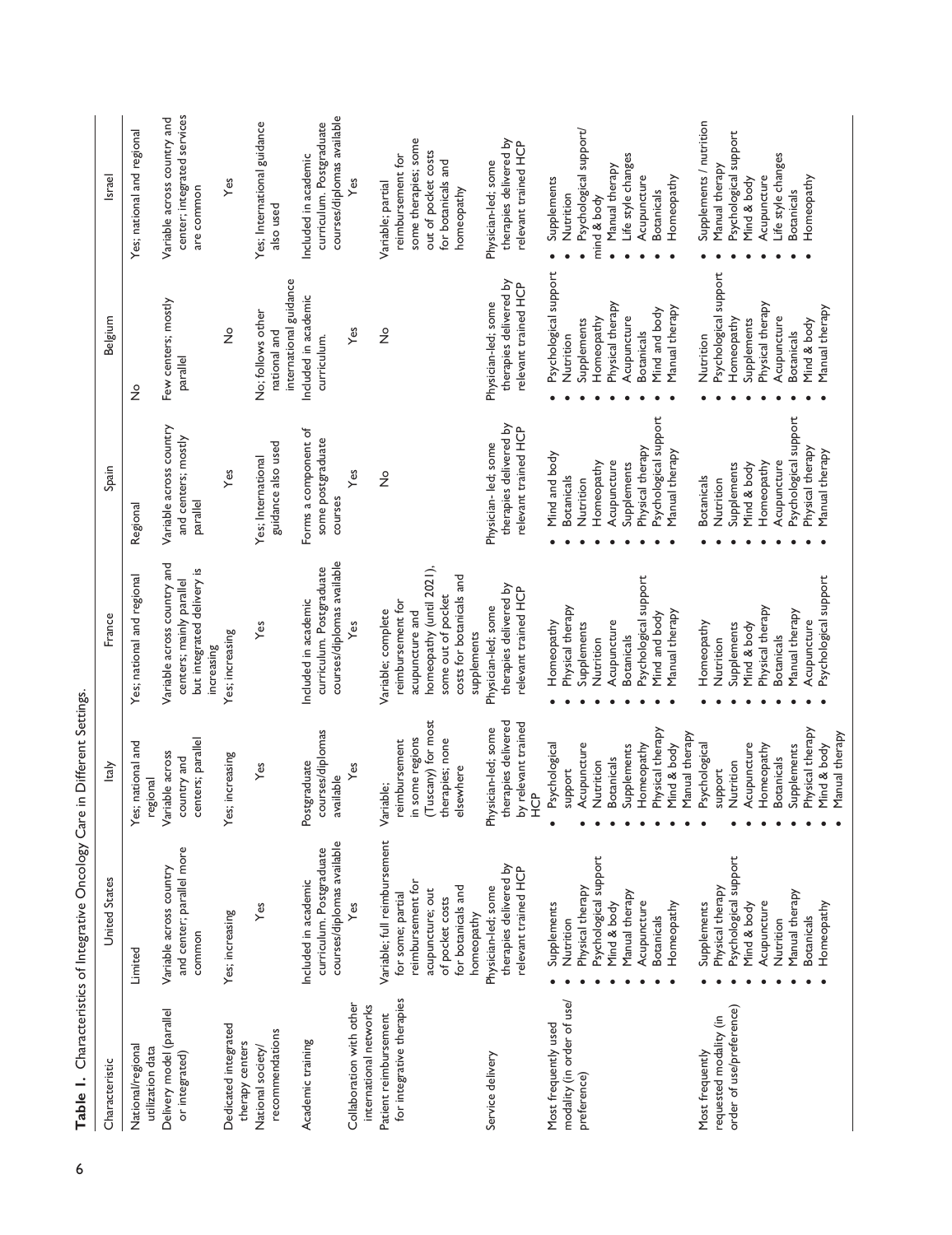**Table 1.** Characteristics of Integrative Oncology Care in Different Settings.

| Characteristic | United States | Italy | France | Spain | Belgium | Israel |
|---|---|---|---|---|---|---|
| National/regional utilization data | Limited | Yes; national and regional | Yes; national and regional | Regional | No | Yes; national and regional |
| Delivery model (parallel or integrated) | Variable across country and center; parallel more common | Variable across country and centers; parallel | Variable across country and centers; mainly parallel but integrated delivery is increasing | Variable across country and centers; mostly parallel | Few centers; mostly parallel | Variable across country and center; integrated services are common |
| Dedicated integrated therapy centers | Yes; increasing | Yes; increasing | Yes; increasing | Yes | No | Yes |
| National society/ recommendations | Yes | Yes | Yes | Yes; International guidance also used | No; follows other national and international guidance | Yes; International guidance also used |
| Academic training | Included in academic curriculum. Postgraduate courses/diplomas available | Postgraduate courses/diplomas available | Included in academic curriculum. Postgraduate courses/diplomas available | Forms a component of some postgraduate courses | Included in academic curriculum. | Included in academic curriculum. Postgraduate courses/diplomas available |
| Collaboration with other international networks | Yes | Yes | Yes | Yes | Yes | Yes |
| Patient reimbursement for integrative therapies | Variable; full reimbursement for some; partial reimbursement for acupuncture; out of pocket costs for botanicals and homeopathy | Variable; reimbursement in some regions (Tuscany) for most therapies; none elsewhere | Variable; complete reimbursement for acupuncture and homeopathy (until 2021), some out of pocket costs for botanicals and supplements | No | No | Variable; partial reimbursement for some therapies; some out of pocket costs for botanicals and homeopathy |
| Service delivery | Physician-led; some therapies delivered by relevant trained HCP | Physician-led; some therapies delivered by relevant trained HCP | Physician-led; some therapies delivered by relevant trained HCP | Physician- led; some therapies delivered by relevant trained HCP | Physician-led; some therapies delivered by relevant trained HCP | Physician-led; some therapies delivered by relevant trained HCP |
| Most frequently used modality (in order of use/ preference) | • Supplements<br>• Nutrition<br>• Physical therapy<br>• Psychological support<br>• Mind & body<br>• Manual therapy<br>• Acupuncture<br>• Botanicals<br>• Homeopathy | • Psychological support<br>• Acupuncture<br>• Nutrition<br>• Botanicals<br>• Supplements<br>• Homeopathy<br>• Physical therapy<br>• Mind & body<br>• Manual therapy | • Homeopathy<br>• Physical therapy<br>• Supplements<br>• Nutrition<br>• Acupuncture<br>• Botanicals<br>• Psychological support<br>• Mind and body<br>• Manual therapy | • Mind and body<br>• Botanicals<br>• Nutrition<br>• Homeopathy<br>• Acupuncture<br>• Supplements<br>• Physical therapy<br>• Psychological support<br>• Manual therapy | • Psychological support<br>• Nutrition<br>• Supplements<br>• Homeopathy<br>• Physical therapy<br>• Acupuncture<br>• Botanicals<br>• Mind and body<br>• Manual therapy | • Supplements<br>• Nutrition<br>• Psychological support/ mind & body<br>• Manual therapy<br>• Life style changes<br>• Acupuncture<br>• Botanicals<br>• Homeopathy |
| Most frequently requested modality (in order of use/preference) | • Supplements<br>• Physical therapy<br>• Psychological support<br>• Mind & body<br>• Acupuncture<br>• Nutrition<br>• Manual therapy<br>• Botanicals<br>• Homeopathy | • Psychological support<br>• Nutrition<br>• Acupuncture<br>• Homeopathy<br>• Botanicals<br>• Supplements<br>• Physical therapy<br>• Mind & body<br>• Manual therapy | • Homeopathy<br>• Nutrition<br>• Supplements<br>• Mind & body<br>• Physical therapy<br>• Botanicals<br>• Manual therapy<br>• Acupuncture<br>• Psychological support | • Botanicals<br>• Nutrition<br>• Supplements<br>• Mind & body<br>• Homeopathy<br>• Acupuncture<br>• Psychological support<br>• Physical therapy<br>• Manual therapy | • Nutrition<br>• Psychological support<br>• Homeopathy<br>• Supplements<br>• Physical therapy<br>• Acupuncture<br>• Botanicals<br>• Mind & body<br>• Manual therapy | • Supplements / nutrition<br>• Manual therapy<br>• Psychological support<br>• Mind & body<br>• Acupuncture<br>• Life style changes<br>• Botanicals<br>• Homeopathy |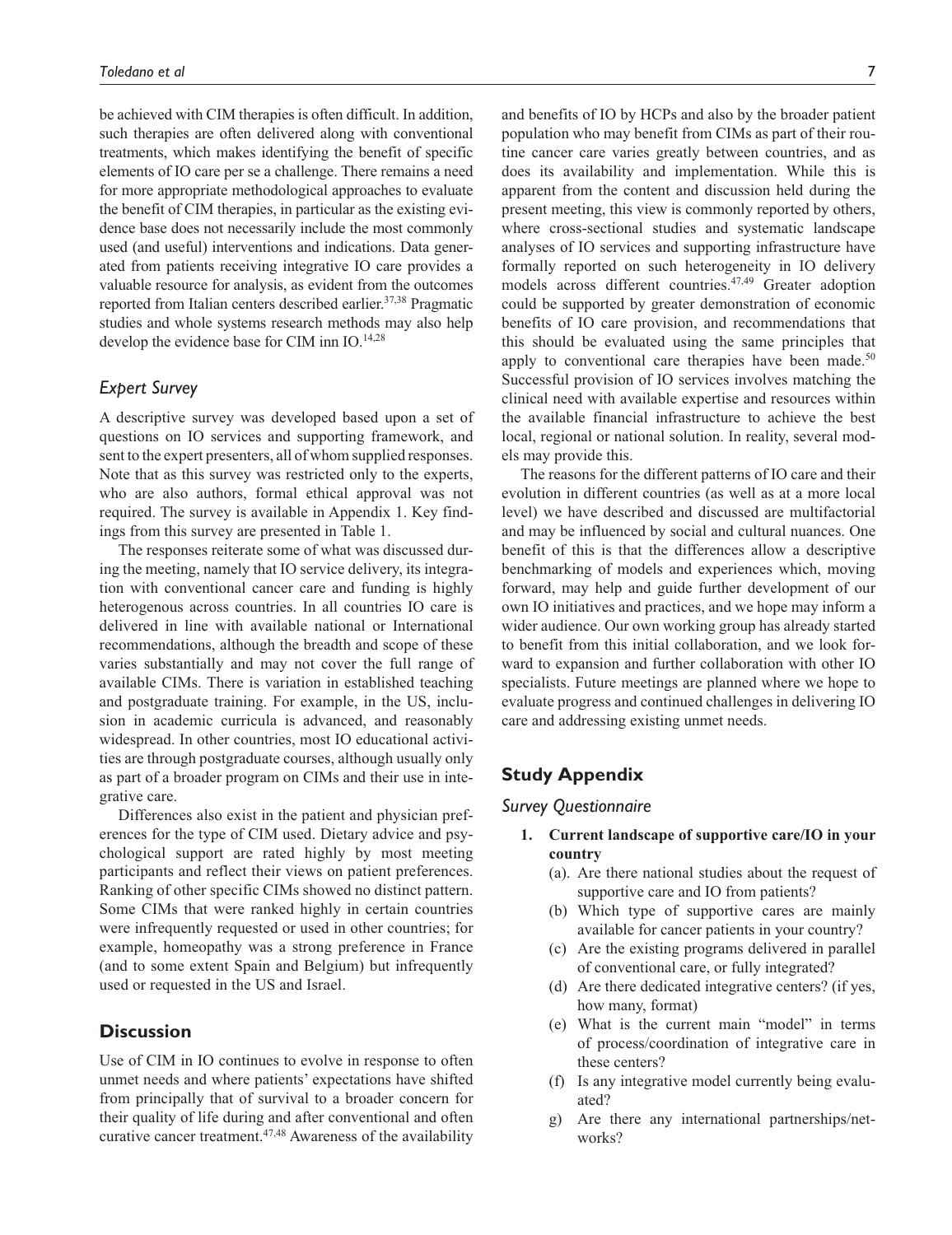be achieved with CIM therapies is often difficult. In addition, such therapies are often delivered along with conventional treatments, which makes identifying the benefit of specific elements of IO care per se a challenge. There remains a need for more appropriate methodological approaches to evaluate the benefit of CIM therapies, in particular as the existing evidence base does not necessarily include the most commonly used (and useful) interventions and indications. Data generated from patients receiving integrative IO care provides a valuable resource for analysis, as evident from the outcomes reported from Italian centers described earlier.[37,38] Pragmatic studies and whole systems research methods may also help develop the evidence base for CIM inn IO.[14,28]

### *Expert Survey*

A descriptive survey was developed based upon a set of questions on IO services and supporting framework, and sent to the expert presenters, all of whom supplied responses. Note that as this survey was restricted only to the experts, who are also authors, formal ethical approval was not required. The survey is available in Appendix 1. Key findings from this survey are presented in Table 1.

The responses reiterate some of what was discussed during the meeting, namely that IO service delivery, its integration with conventional cancer care and funding is highly heterogenous across countries. In all countries IO care is delivered in line with available national or International recommendations, although the breadth and scope of these varies substantially and may not cover the full range of available CIMs. There is variation in established teaching and postgraduate training. For example, in the US, inclusion in academic curricula is advanced, and reasonably widespread. In other countries, most IO educational activities are through postgraduate courses, although usually only as part of a broader program on CIMs and their use in integrative care.

Differences also exist in the patient and physician preferences for the type of CIM used. Dietary advice and psychological support are rated highly by most meeting participants and reflect their views on patient preferences. Ranking of other specific CIMs showed no distinct pattern. Some CIMs that were ranked highly in certain countries were infrequently requested or used in other countries; for example, homeopathy was a strong preference in France (and to some extent Spain and Belgium) but infrequently used or requested in the US and Israel.

## Discussion

Use of CIM in IO continues to evolve in response to often unmet needs and where patients' expectations have shifted from principally that of survival to a broader concern for their quality of life during and after conventional and often curative cancer treatment.[47,48] Awareness of the availability and benefits of IO by HCPs and also by the broader patient population who may benefit from CIMs as part of their routine cancer care varies greatly between countries, and as does its availability and implementation. While this is apparent from the content and discussion held during the present meeting, this view is commonly reported by others, where cross-sectional studies and systematic landscape analyses of IO services and supporting infrastructure have formally reported on such heterogeneity in IO delivery models across different countries.[47,49] Greater adoption could be supported by greater demonstration of economic benefits of IO care provision, and recommendations that this should be evaluated using the same principles that apply to conventional care therapies have been made.[50] Successful provision of IO services involves matching the clinical need with available expertise and resources within the available financial infrastructure to achieve the best local, regional or national solution. In reality, several models may provide this.

The reasons for the different patterns of IO care and their evolution in different countries (as well as at a more local level) we have described and discussed are multifactorial and may be influenced by social and cultural nuances. One benefit of this is that the differences allow a descriptive benchmarking of models and experiences which, moving forward, may help and guide further development of our own IO initiatives and practices, and we hope may inform a wider audience. Our own working group has already started to benefit from this initial collaboration, and we look forward to expansion and further collaboration with other IO specialists. Future meetings are planned where we hope to evaluate progress and continued challenges in delivering IO care and addressing existing unmet needs.

## Study Appendix

### *Survey Questionnaire*

1. **Current landscape of supportive care/IO in your country**
   - (a). Are there national studies about the request of supportive care and IO from patients?
   - (b) Which type of supportive cares are mainly available for cancer patients in your country?
   - (c) Are the existing programs delivered in parallel of conventional care, or fully integrated?
   - (d) Are there dedicated integrative centers? (if yes, how many, format)
   - (e) What is the current main "model" in terms of process/coordination of integrative care in these centers?
   - (f) Is any integrative model currently being evaluated?
   - g) Are there any international partnerships/networks?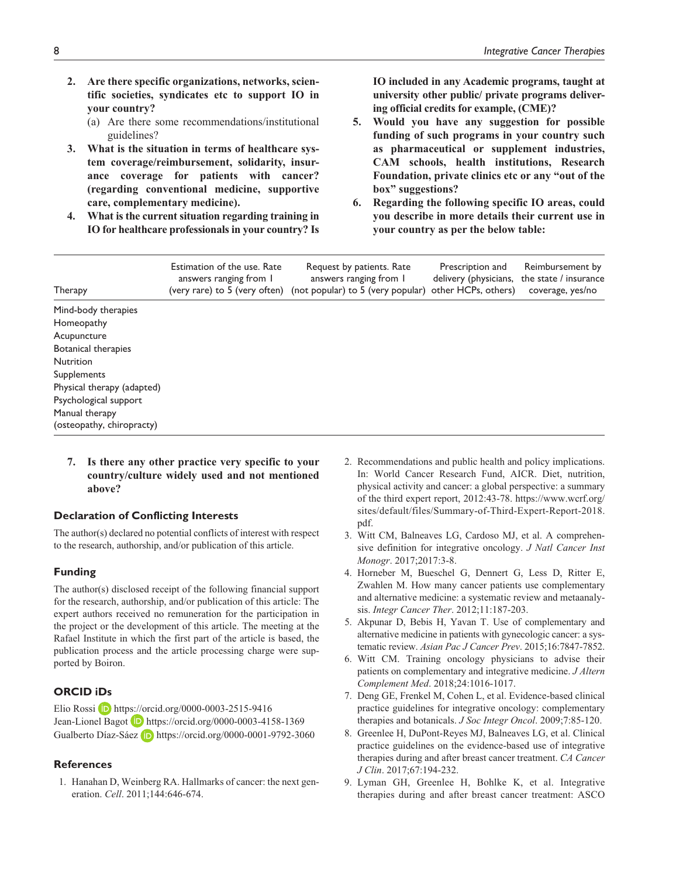2. **Are there specific organizations, networks, scientific societies, syndicates etc to support IO in your country?**
   (a) Are there some recommendations/institutional guidelines?
3. **What is the situation in terms of healthcare system coverage/reimbursement, solidarity, insurance coverage for patients with cancer? (regarding conventional medicine, supportive care, complementary medicine).**
4. **What is the current situation regarding training in IO for healthcare professionals in your country? Is IO included in any Academic programs, taught at university other public/ private programs delivering official credits for example, (CME)?**
5. **Would you have any suggestion for possible funding of such programs in your country such as pharmaceutical or supplement industries, CAM schools, health institutions, Research Foundation, private clinics etc or any "out of the box" suggestions?**
6. **Regarding the following specific IO areas, could you describe in more details their current use in your country as per the below table:**

| Therapy | Estimation of the use. Rate answers ranging from 1 (very rare) to 5 (very often) | Request by patients. Rate answers ranging from 1 (not popular) to 5 (very popular) | Prescription and delivery (physicians, other HCPs, others) | Reimbursement by the state / insurance coverage, yes/no |
|---|---|---|---|---|
| Mind-body therapies | | | | |
| Homeopathy | | | | |
| Acupuncture | | | | |
| Botanical therapies | | | | |
| Nutrition | | | | |
| Supplements | | | | |
| Physical therapy (adapted) | | | | |
| Psychological support | | | | |
| Manual therapy (osteopathy, chiropracty) | | | | |

7. **Is there any other practice very specific to your country/culture widely used and not mentioned above?**

### Declaration of Conflicting Interests

The author(s) declared no potential conflicts of interest with respect to the research, authorship, and/or publication of this article.

### Funding

The author(s) disclosed receipt of the following financial support for the research, authorship, and/or publication of this article: The expert authors received no remuneration for the participation in the project or the development of this article. The meeting at the Rafael Institute in which the first part of the article is based, the publication process and the article processing charge were supported by Boiron.

### ORCID iDs

Elio Rossi https://orcid.org/0000-0003-2515-9416
Jean-Lionel Bagot https://orcid.org/0000-0003-4158-1369
Gualberto Díaz-Sáez https://orcid.org/0000-0001-9792-3060

### References

1. Hanahan D, Weinberg RA. Hallmarks of cancer: the next generation. *Cell*. 2011;144:646-674.
2. Recommendations and public health and policy implications. In: World Cancer Research Fund, AICR. Diet, nutrition, physical activity and cancer: a global perspective: a summary of the third expert report, 2012:43-78. https://www.wcrf.org/sites/default/files/Summary-of-Third-Expert-Report-2018.pdf.
3. Witt CM, Balneaves LG, Cardoso MJ, et al. A comprehensive definition for integrative oncology. *J Natl Cancer Inst Monogr*. 2017;2017:3-8.
4. Horneber M, Bueschel G, Dennert G, Less D, Ritter E, Zwahlen M. How many cancer patients use complementary and alternative medicine: a systematic review and metaanalysis. *Integr Cancer Ther*. 2012;11:187-203.
5. Akpunar D, Bebis H, Yavan T. Use of complementary and alternative medicine in patients with gynecologic cancer: a systematic review. *Asian Pac J Cancer Prev*. 2015;16:7847-7852.
6. Witt CM. Training oncology physicians to advise their patients on complementary and integrative medicine. *J Altern Complement Med*. 2018;24:1016-1017.
7. Deng GE, Frenkel M, Cohen L, et al. Evidence-based clinical practice guidelines for integrative oncology: complementary therapies and botanicals. *J Soc Integr Oncol*. 2009;7:85-120.
8. Greenlee H, DuPont-Reyes MJ, Balneaves LG, et al. Clinical practice guidelines on the evidence-based use of integrative therapies during and after breast cancer treatment. *CA Cancer J Clin*. 2017;67:194-232.
9. Lyman GH, Greenlee H, Bohlke K, et al. Integrative therapies during and after breast cancer treatment: ASCO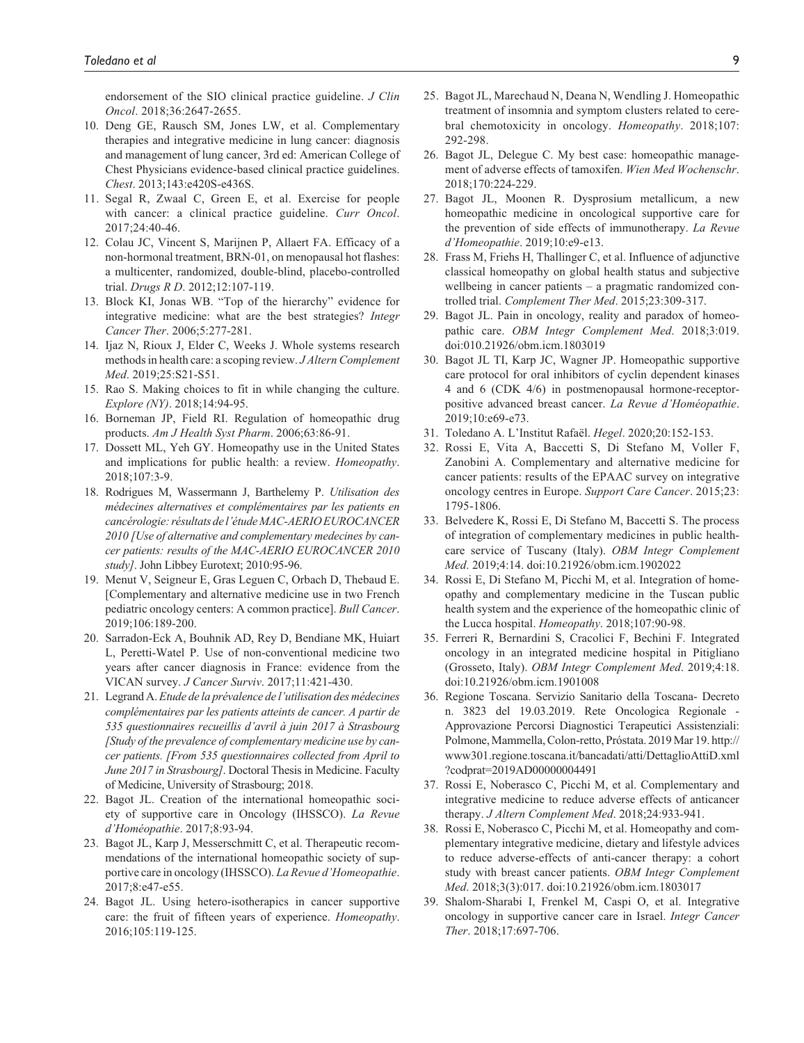endorsement of the SIO clinical practice guideline. *J Clin Oncol*. 2018;36:2647-2655.

10. Deng GE, Rausch SM, Jones LW, et al. Complementary therapies and integrative medicine in lung cancer: diagnosis and management of lung cancer, 3rd ed: American College of Chest Physicians evidence-based clinical practice guidelines. *Chest*. 2013;143:e420S-e436S.
11. Segal R, Zwaal C, Green E, et al. Exercise for people with cancer: a clinical practice guideline. *Curr Oncol*. 2017;24:40-46.
12. Colau JC, Vincent S, Marijnen P, Allaert FA. Efficacy of a non-hormonal treatment, BRN-01, on menopausal hot flashes: a multicenter, randomized, double-blind, placebo-controlled trial. *Drugs R D*. 2012;12:107-119.
13. Block KI, Jonas WB. "Top of the hierarchy" evidence for integrative medicine: what are the best strategies? *Integr Cancer Ther*. 2006;5:277-281.
14. Ijaz N, Rioux J, Elder C, Weeks J. Whole systems research methods in health care: a scoping review. *J Altern Complement Med*. 2019;25:S21-S51.
15. Rao S. Making choices to fit in while changing the culture. *Explore (NY)*. 2018;14:94-95.
16. Borneman JP, Field RI. Regulation of homeopathic drug products. *Am J Health Syst Pharm*. 2006;63:86-91.
17. Dossett ML, Yeh GY. Homeopathy use in the United States and implications for public health: a review. *Homeopathy*. 2018;107:3-9.
18. Rodrigues M, Wassermann J, Barthelemy P. *Utilisation des médecines alternatives et complémentaires par les patients en cancérologie: résultats de l'étude MAC-AERIO EUROCANCER 2010 [Use of alternative and complementary medecines by cancer patients: results of the MAC-AERIO EUROCANCER 2010 study]*. John Libbey Eurotext; 2010:95-96.
19. Menut V, Seigneur E, Gras Leguen C, Orbach D, Thebaud E. [Complementary and alternative medicine use in two French pediatric oncology centers: A common practice]. *Bull Cancer*. 2019;106:189-200.
20. Sarradon-Eck A, Bouhnik AD, Rey D, Bendiane MK, Huiart L, Peretti-Watel P. Use of non-conventional medicine two years after cancer diagnosis in France: evidence from the VICAN survey. *J Cancer Surviv*. 2017;11:421-430.
21. Legrand A. *Etude de la prévalence de l'utilisation des médecines complémentaires par les patients atteints de cancer. A partir de 535 questionnaires recueillis d'avril à juin 2017 à Strasbourg [Study of the prevalence of complementary medicine use by cancer patients. [From 535 questionnaires collected from April to June 2017 in Strasbourg]*. Doctoral Thesis in Medicine. Faculty of Medicine, University of Strasbourg; 2018.
22. Bagot JL. Creation of the international homeopathic society of supportive care in Oncology (IHSSCO). *La Revue d'Homéopathie*. 2017;8:93-94.
23. Bagot JL, Karp J, Messerschmitt C, et al. Therapeutic recommendations of the international homeopathic society of supportive care in oncology (IHSSCO). *La Revue d'Homeopathie*. 2017;8:e47-e55.
24. Bagot JL. Using hetero-isotherapics in cancer supportive care: the fruit of fifteen years of experience. *Homeopathy*. 2016;105:119-125.
25. Bagot JL, Marechaud N, Deana N, Wendling J. Homeopathic treatment of insomnia and symptom clusters related to cerebral chemotoxicity in oncology. *Homeopathy*. 2018;107:292-298.
26. Bagot JL, Delegue C. My best case: homeopathic management of adverse effects of tamoxifen. *Wien Med Wochenschr*. 2018;170:224-229.
27. Bagot JL, Moonen R. Dysprosium metallicum, a new homeopathic medicine in oncological supportive care for the prevention of side effects of immunotherapy. *La Revue d'Homeopathie*. 2019;10:e9-e13.
28. Frass M, Friehs H, Thallinger C, et al. Influence of adjunctive classical homeopathy on global health status and subjective wellbeing in cancer patients – a pragmatic randomized controlled trial. *Complement Ther Med*. 2015;23:309-317.
29. Bagot JL. Pain in oncology, reality and paradox of homeopathic care. *OBM Integr Complement Med*. 2018;3:019. doi:010.21926/obm.icm.1803019
30. Bagot JL TI, Karp JC, Wagner JP. Homeopathic supportive care protocol for oral inhibitors of cyclin dependent kinases 4 and 6 (CDK 4/6) in postmenopausal hormone-receptor-positive advanced breast cancer. *La Revue d'Homéopathie*. 2019;10:e69-e73.
31. Toledano A. L'Institut Rafaël. *Hegel*. 2020;20:152-153.
32. Rossi E, Vita A, Baccetti S, Di Stefano M, Voller F, Zanobini A. Complementary and alternative medicine for cancer patients: results of the EPAAC survey on integrative oncology centres in Europe. *Support Care Cancer*. 2015;23:1795-1806.
33. Belvedere K, Rossi E, Di Stefano M, Baccetti S. The process of integration of complementary medicines in public healthcare service of Tuscany (Italy). *OBM Integr Complement Med*. 2019;4:14. doi:10.21926/obm.icm.1902022
34. Rossi E, Di Stefano M, Picchi M, et al. Integration of homeopathy and complementary medicine in the Tuscan public health system and the experience of the homeopathic clinic of the Lucca hospital. *Homeopathy*. 2018;107:90-98.
35. Ferreri R, Bernardini S, Cracolici F, Bechini F. Integrated oncology in an integrated medicine hospital in Pitigliano (Grosseto, Italy). *OBM Integr Complement Med*. 2019;4:18. doi:10.21926/obm.icm.1901008
36. Regione Toscana. Servizio Sanitario della Toscana- Decreto n. 3823 del 19.03.2019. Rete Oncologica Regionale - Approvazione Percorsi Diagnostici Terapeutici Assistenziali: Polmone, Mammella, Colon-retto, Próstata. 2019 Mar 19. http://www301.regione.toscana.it/bancadati/atti/DettaglioAttiD.xml?codprat=2019AD00000004491
37. Rossi E, Noberasco C, Picchi M, et al. Complementary and integrative medicine to reduce adverse effects of anticancer therapy. *J Altern Complement Med*. 2018;24:933-941.
38. Rossi E, Noberasco C, Picchi M, et al. Homeopathy and complementary integrative medicine, dietary and lifestyle advices to reduce adverse-effects of anti-cancer therapy: a cohort study with breast cancer patients. *OBM Integr Complement Med*. 2018;3(3):017. doi:10.21926/obm.icm.1803017
39. Shalom-Sharabi I, Frenkel M, Caspi O, et al. Integrative oncology in supportive cancer care in Israel. *Integr Cancer Ther*. 2018;17:697-706.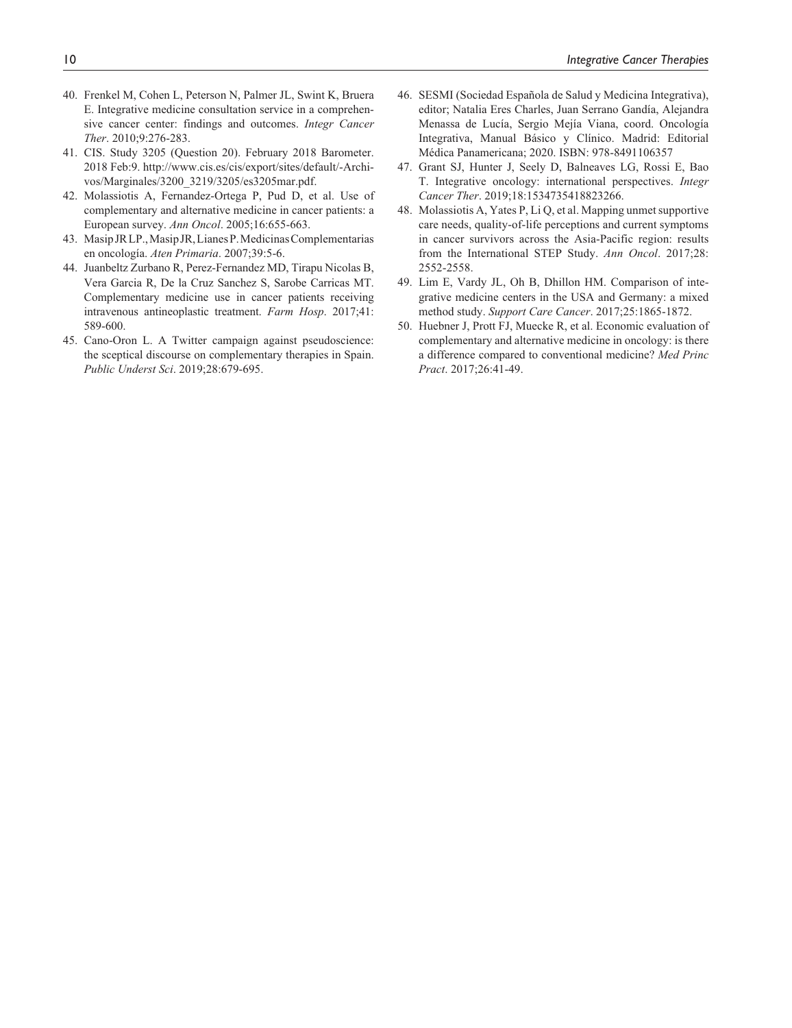40. Frenkel M, Cohen L, Peterson N, Palmer JL, Swint K, Bruera E. Integrative medicine consultation service in a comprehensive cancer center: findings and outcomes. *Integr Cancer Ther*. 2010;9:276-283.
41. CIS. Study 3205 (Question 20). February 2018 Barometer. 2018 Feb:9. http://www.cis.es/cis/export/sites/default/-Archivos/Marginales/3200_3219/3205/es3205mar.pdf.
42. Molassiotis A, Fernandez-Ortega P, Pud D, et al. Use of complementary and alternative medicine in cancer patients: a European survey. *Ann Oncol*. 2005;16:655-663.
43. Masip JR LP., Masip JR, Lianes P. Medicinas Complementarias en oncología. *Aten Primaria*. 2007;39:5-6.
44. Juanbeltz Zurbano R, Perez-Fernandez MD, Tirapu Nicolas B, Vera Garcia R, De la Cruz Sanchez S, Sarobe Carricas MT. Complementary medicine use in cancer patients receiving intravenous antineoplastic treatment. *Farm Hosp*. 2017;41:589-600.
45. Cano-Oron L. A Twitter campaign against pseudoscience: the sceptical discourse on complementary therapies in Spain. *Public Underst Sci*. 2019;28:679-695.
46. SESMI (Sociedad Española de Salud y Medicina Integrativa), editor; Natalia Eres Charles, Juan Serrano Gandía, Alejandra Menassa de Lucía, Sergio Mejía Viana, coord. Oncología Integrativa, Manual Básico y Clínico. Madrid: Editorial Médica Panamericana; 2020. ISBN: 978-8491106357
47. Grant SJ, Hunter J, Seely D, Balneaves LG, Rossi E, Bao T. Integrative oncology: international perspectives. *Integr Cancer Ther*. 2019;18:1534735418823266.
48. Molassiotis A, Yates P, Li Q, et al. Mapping unmet supportive care needs, quality-of-life perceptions and current symptoms in cancer survivors across the Asia-Pacific region: results from the International STEP Study. *Ann Oncol*. 2017;28:2552-2558.
49. Lim E, Vardy JL, Oh B, Dhillon HM. Comparison of integrative medicine centers in the USA and Germany: a mixed method study. *Support Care Cancer*. 2017;25:1865-1872.
50. Huebner J, Prott FJ, Muecke R, et al. Economic evaluation of complementary and alternative medicine in oncology: is there a difference compared to conventional medicine? *Med Princ Pract*. 2017;26:41-49.